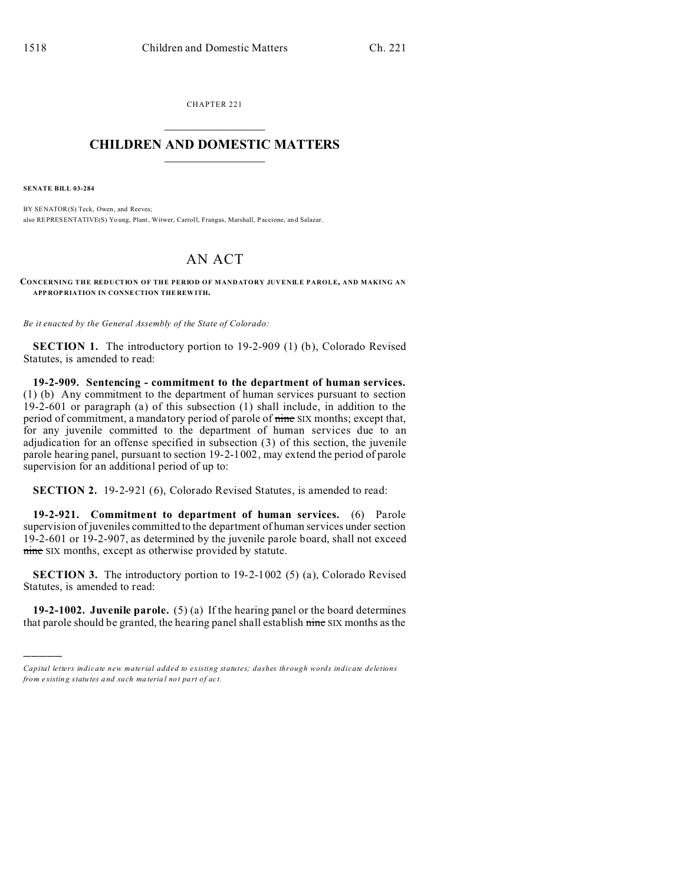CHAPTER 221

# CHILDREN AND DOMESTIC MATTERS

**SENATE BILL 03-284**

BY SENATOR(S) Teck, Owen, and Reeves;
also REPRESENTATIVE(S) Young, Plant, Witwer, Carroll, Frangas, Marshall, Paccione, and Salazar.

# AN ACT

**CONCERNING THE REDUCTION OF THE PERIOD OF MANDATORY JUVENILE PAROLE, AND MAKING AN APPROPRIATION IN CONNECTION THEREWITH.**

*Be it enacted by the General Assembly of the State of Colorado:*

**SECTION 1.** The introductory portion to 19-2-909 (1) (b), Colorado Revised Statutes, is amended to read:

**19-2-909. Sentencing - commitment to the department of human services.** (1) (b) Any commitment to the department of human services pursuant to section 19-2-601 or paragraph (a) of this subsection (1) shall include, in addition to the period of commitment, a mandatory period of parole of ~~nine~~ SIX months; except that, for any juvenile committed to the department of human services due to an adjudication for an offense specified in subsection (3) of this section, the juvenile parole hearing panel, pursuant to section 19-2-1002, may extend the period of parole supervision for an additional period of up to:

**SECTION 2.** 19-2-921 (6), Colorado Revised Statutes, is amended to read:

**19-2-921. Commitment to department of human services.** (6) Parole supervision of juveniles committed to the department of human services under section 19-2-601 or 19-2-907, as determined by the juvenile parole board, shall not exceed ~~nine~~ SIX months, except as otherwise provided by statute.

**SECTION 3.** The introductory portion to 19-2-1002 (5) (a), Colorado Revised Statutes, is amended to read:

**19-2-1002. Juvenile parole.** (5) (a) If the hearing panel or the board determines that parole should be granted, the hearing panel shall establish ~~nine~~ SIX months as the

*Capital letters indicate new material added to existing statutes; dashes through words indicate deletions from existing statutes and such material not part of act.*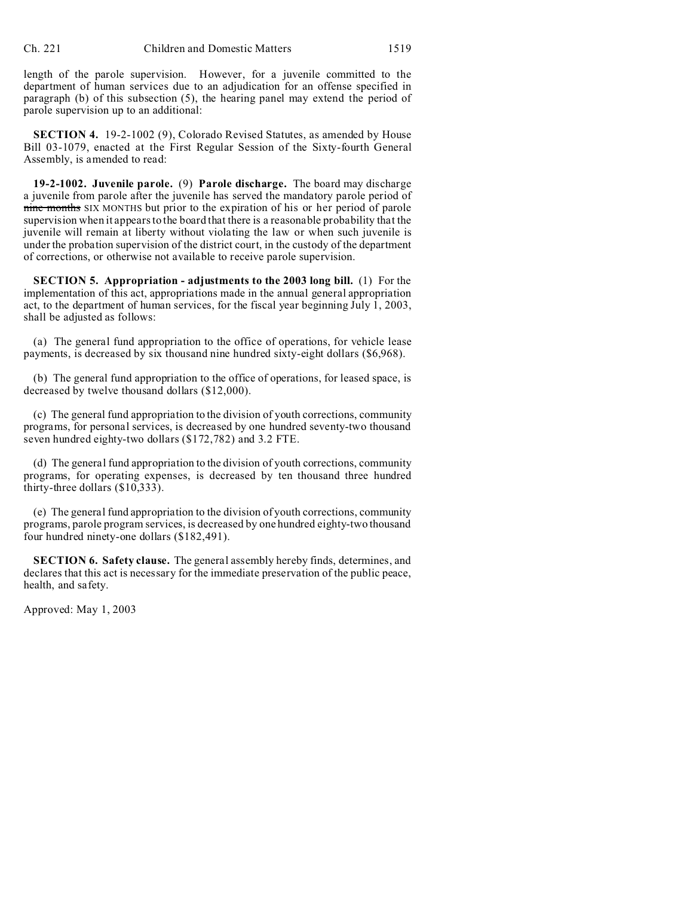length of the parole supervision. However, for a juvenile committed to the department of human services due to an adjudication for an offense specified in paragraph (b) of this subsection (5), the hearing panel may extend the period of parole supervision up to an additional:

**SECTION 4.** 19-2-1002 (9), Colorado Revised Statutes, as amended by House Bill 03-1079, enacted at the First Regular Session of the Sixty-fourth General Assembly, is amended to read:

**19-2-1002. Juvenile parole.** (9) **Parole discharge.** The board may discharge a juvenile from parole after the juvenile has served the mandatory parole period of ~~nine months~~ SIX MONTHS but prior to the expiration of his or her period of parole supervision when it appears to the board that there is a reasonable probability that the juvenile will remain at liberty without violating the law or when such juvenile is under the probation supervision of the district court, in the custody of the department of corrections, or otherwise not available to receive parole supervision.

**SECTION 5. Appropriation - adjustments to the 2003 long bill.** (1) For the implementation of this act, appropriations made in the annual general appropriation act, to the department of human services, for the fiscal year beginning July 1, 2003, shall be adjusted as follows:

(a) The general fund appropriation to the office of operations, for vehicle lease payments, is decreased by six thousand nine hundred sixty-eight dollars ($6,968).

(b) The general fund appropriation to the office of operations, for leased space, is decreased by twelve thousand dollars ($12,000).

(c) The general fund appropriation to the division of youth corrections, community programs, for personal services, is decreased by one hundred seventy-two thousand seven hundred eighty-two dollars ($172,782) and 3.2 FTE.

(d) The general fund appropriation to the division of youth corrections, community programs, for operating expenses, is decreased by ten thousand three hundred thirty-three dollars ($10,333).

(e) The general fund appropriation to the division of youth corrections, community programs, parole program services, is decreased by one hundred eighty-two thousand four hundred ninety-one dollars ($182,491).

**SECTION 6. Safety clause.** The general assembly hereby finds, determines, and declares that this act is necessary for the immediate preservation of the public peace, health, and safety.

Approved: May 1, 2003